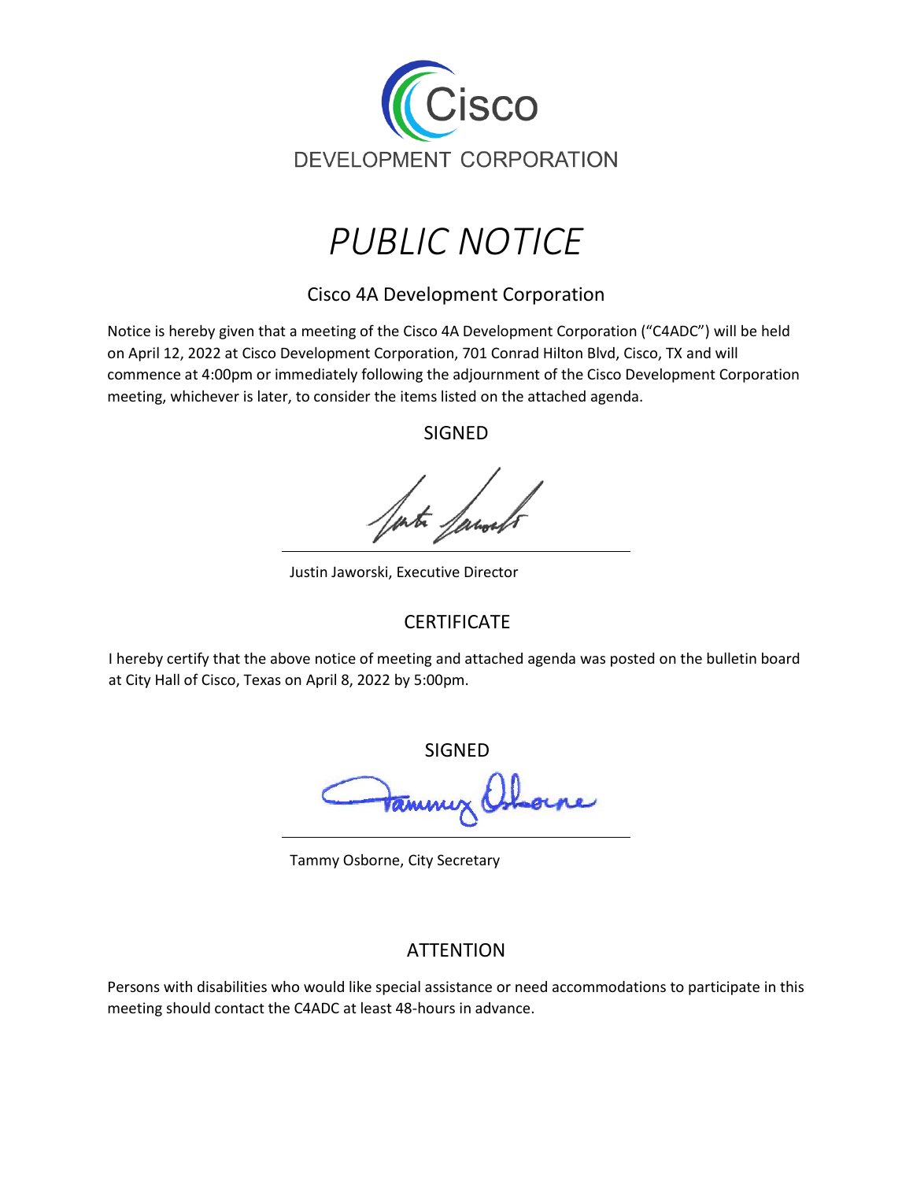Cisco

DEVELOPMENT CORPORATION

# *PUBLIC NOTICE*

## Cisco 4A Development Corporation

Notice is hereby given that a meeting of the Cisco 4A Development Corporation ("C4ADC") will be held on April 12, 2022 at Cisco Development Corporation, 701 Conrad Hilton Blvd, Cisco, TX and will commence at 4:00pm or immediately following the adjournment of the Cisco Development Corporation meeting, whichever is later, to consider the items listed on the attached agenda.

SIGNED

Justin Jaworski, Executive Director

## CERTIFICATE

I hereby certify that the above notice of meeting and attached agenda was posted on the bulletin board at City Hall of Cisco, Texas on April 8, 2022 by 5:00pm.

SIGNED

Tammy Osborne, City Secretary

## ATTENTION

Persons with disabilities who would like special assistance or need accommodations to participate in this meeting should contact the C4ADC at least 48-hours in advance.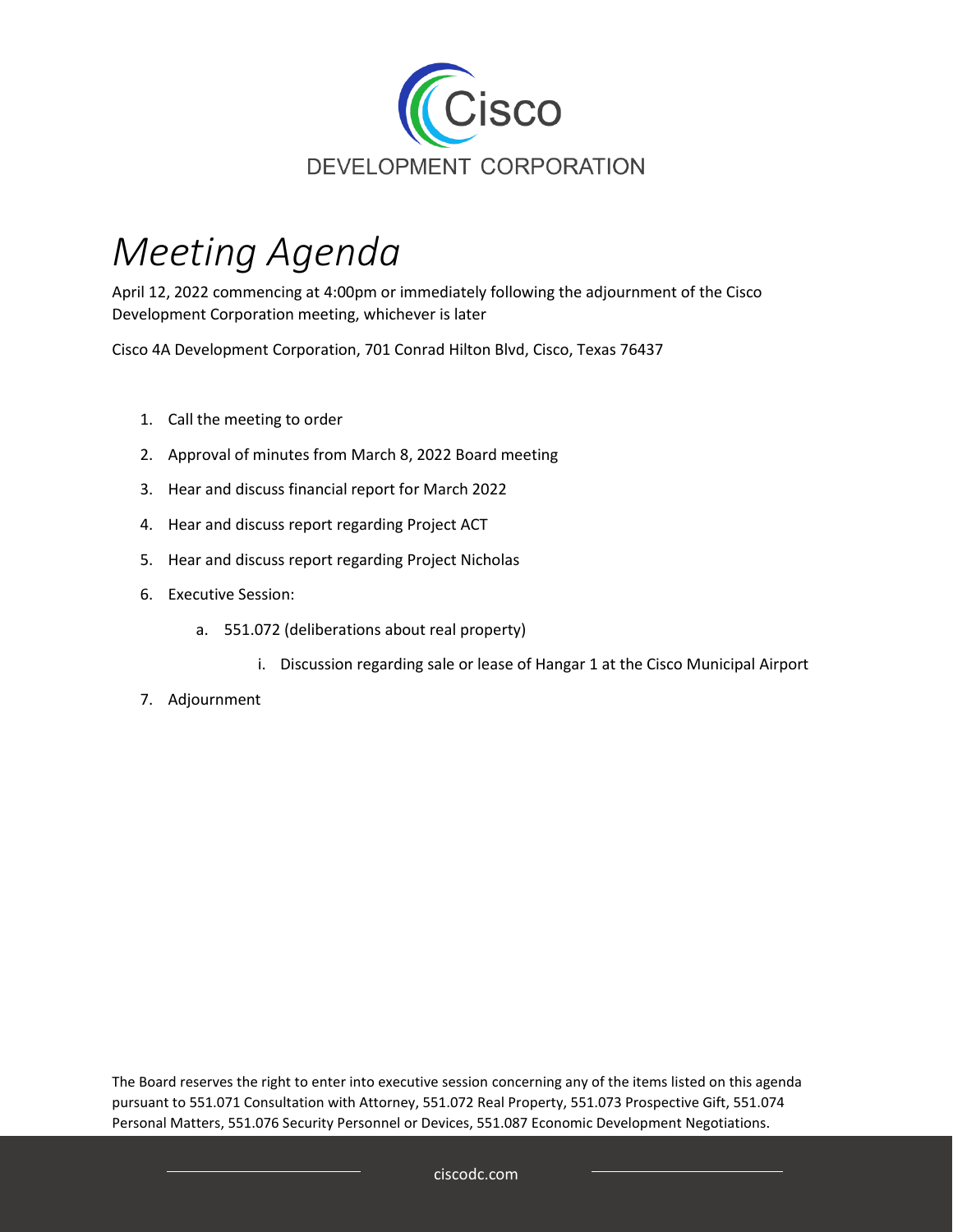Cisco

DEVELOPMENT CORPORATION

# *Meeting Agenda*

April 12, 2022 commencing at 4:00pm or immediately following the adjournment of the Cisco Development Corporation meeting, whichever is later

Cisco 4A Development Corporation, 701 Conrad Hilton Blvd, Cisco, Texas 76437

1. Call the meeting to order
2. Approval of minutes from March 8, 2022 Board meeting
3. Hear and discuss financial report for March 2022
4. Hear and discuss report regarding Project ACT
5. Hear and discuss report regarding Project Nicholas
6. Executive Session:
    a. 551.072 (deliberations about real property)
        i. Discussion regarding sale or lease of Hangar 1 at the Cisco Municipal Airport
7. Adjournment

The Board reserves the right to enter into executive session concerning any of the items listed on this agenda pursuant to 551.071 Consultation with Attorney, 551.072 Real Property, 551.073 Prospective Gift, 551.074 Personal Matters, 551.076 Security Personnel or Devices, 551.087 Economic Development Negotiations.

ciscodc.com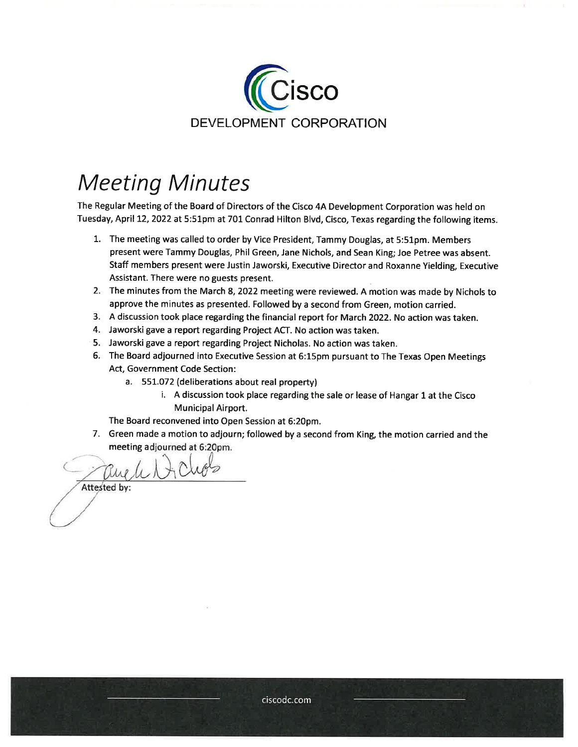Cisco

DEVELOPMENT CORPORATION

# Meeting Minutes

The Regular Meeting of the Board of Directors of the Cisco 4A Development Corporation was held on Tuesday, April 12, 2022 at 5:51pm at 701 Conrad Hilton Blvd, Cisco, Texas regarding the following items.

1. The meeting was called to order by Vice President, Tammy Douglas, at 5:51pm. Members present were Tammy Douglas, Phil Green, Jane Nichols, and Sean King; Joe Petree was absent. Staff members present were Justin Jaworski, Executive Director and Roxanne Yielding, Executive Assistant. There were no guests present.
2. The minutes from the March 8, 2022 meeting were reviewed. A motion was made by Nichols to approve the minutes as presented. Followed by a second from Green, motion carried.
3. A discussion took place regarding the financial report for March 2022. No action was taken.
4. Jaworski gave a report regarding Project ACT. No action was taken.
5. Jaworski gave a report regarding Project Nicholas. No action was taken.
6. The Board adjourned into Executive Session at 6:15pm pursuant to The Texas Open Meetings Act, Government Code Section:
   a. 551.072 (deliberations about real property)
      i. A discussion took place regarding the sale or lease of Hangar 1 at the Cisco Municipal Airport.

   The Board reconvened into Open Session at 6:20pm.
7. Green made a motion to adjourn; followed by a second from King, the motion carried and the meeting adjourned at 6:20pm.

Attested by:

ciscodc.com